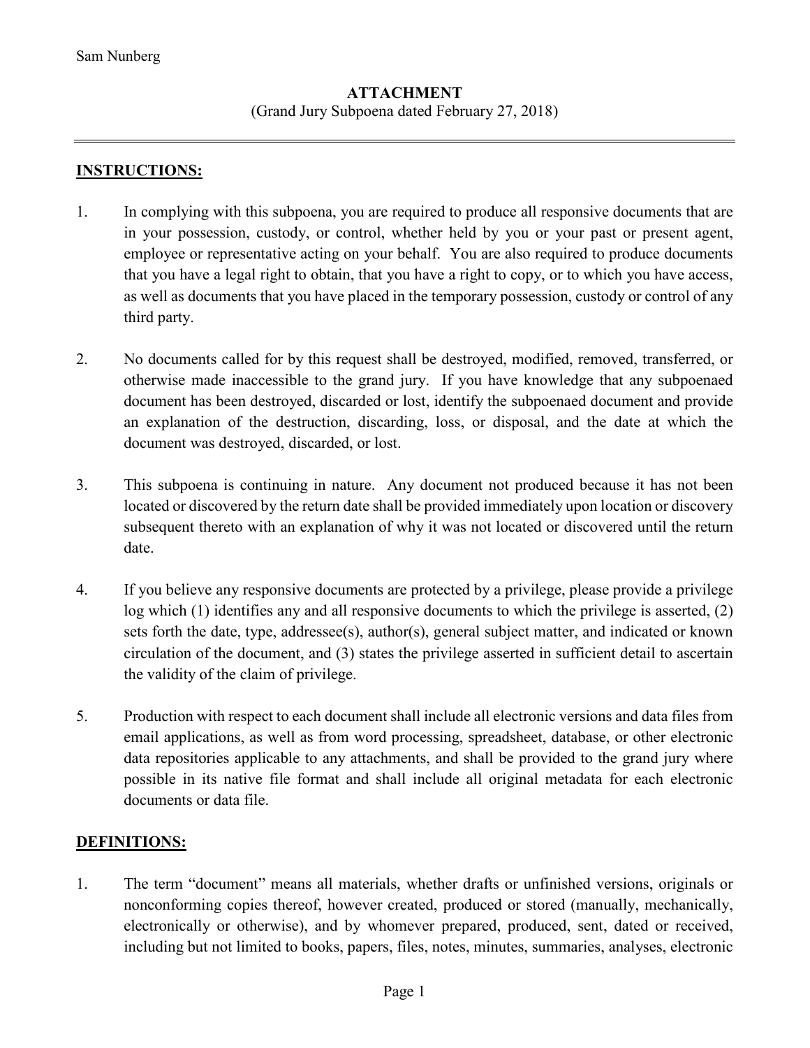Sam Nunberg

**ATTACHMENT**
(Grand Jury Subpoena dated February 27, 2018)

---

**INSTRUCTIONS:**

1. In complying with this subpoena, you are required to produce all responsive documents that are in your possession, custody, or control, whether held by you or your past or present agent, employee or representative acting on your behalf. You are also required to produce documents that you have a legal right to obtain, that you have a right to copy, or to which you have access, as well as documents that you have placed in the temporary possession, custody or control of any third party.

2. No documents called for by this request shall be destroyed, modified, removed, transferred, or otherwise made inaccessible to the grand jury. If you have knowledge that any subpoenaed document has been destroyed, discarded or lost, identify the subpoenaed document and provide an explanation of the destruction, discarding, loss, or disposal, and the date at which the document was destroyed, discarded, or lost.

3. This subpoena is continuing in nature. Any document not produced because it has not been located or discovered by the return date shall be provided immediately upon location or discovery subsequent thereto with an explanation of why it was not located or discovered until the return date.

4. If you believe any responsive documents are protected by a privilege, please provide a privilege log which (1) identifies any and all responsive documents to which the privilege is asserted, (2) sets forth the date, type, addressee(s), author(s), general subject matter, and indicated or known circulation of the document, and (3) states the privilege asserted in sufficient detail to ascertain the validity of the claim of privilege.

5. Production with respect to each document shall include all electronic versions and data files from email applications, as well as from word processing, spreadsheet, database, or other electronic data repositories applicable to any attachments, and shall be provided to the grand jury where possible in its native file format and shall include all original metadata for each electronic documents or data file.

**DEFINITIONS:**

1. The term "document" means all materials, whether drafts or unfinished versions, originals or nonconforming copies thereof, however created, produced or stored (manually, mechanically, electronically or otherwise), and by whomever prepared, produced, sent, dated or received, including but not limited to books, papers, files, notes, minutes, summaries, analyses, electronic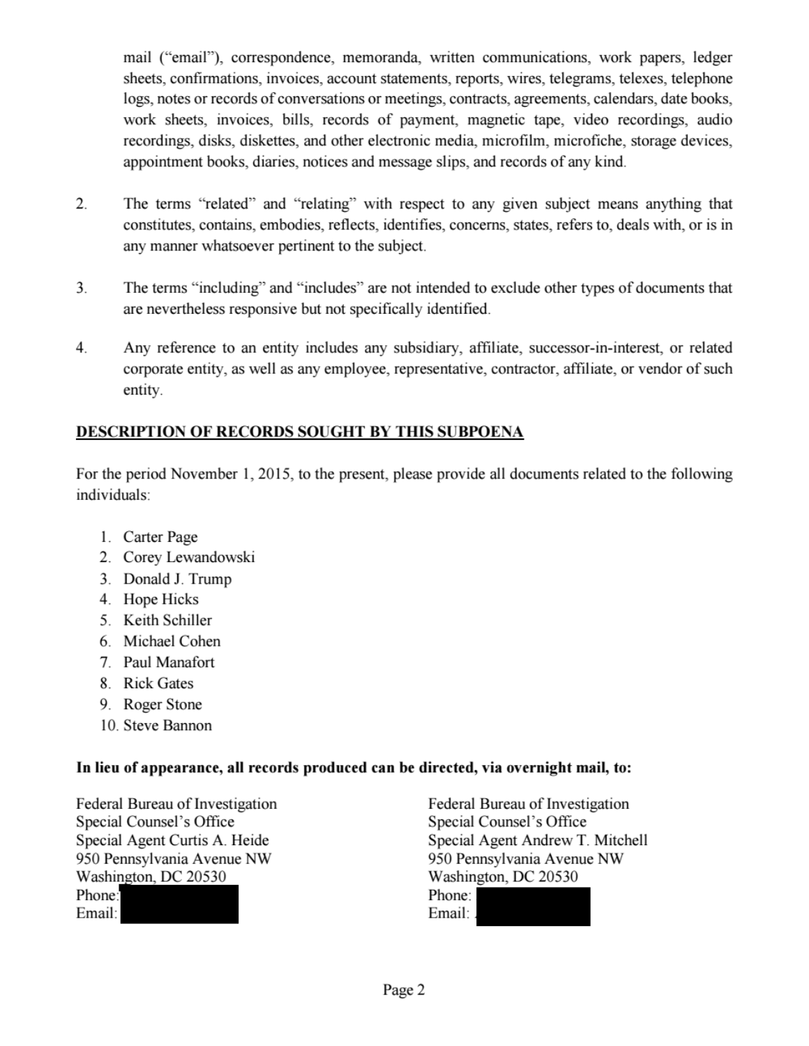mail ("email"), correspondence, memoranda, written communications, work papers, ledger sheets, confirmations, invoices, account statements, reports, wires, telegrams, telexes, telephone logs, notes or records of conversations or meetings, contracts, agreements, calendars, date books, work sheets, invoices, bills, records of payment, magnetic tape, video recordings, audio recordings, disks, diskettes, and other electronic media, microfilm, microfiche, storage devices, appointment books, diaries, notices and message slips, and records of any kind.

2. The terms "related" and "relating" with respect to any given subject means anything that constitutes, contains, embodies, reflects, identifies, concerns, states, refers to, deals with, or is in any manner whatsoever pertinent to the subject.

3. The terms "including" and "includes" are not intended to exclude other types of documents that are nevertheless responsive but not specifically identified.

4. Any reference to an entity includes any subsidiary, affiliate, successor-in-interest, or related corporate entity, as well as any employee, representative, contractor, affiliate, or vendor of such entity.

**DESCRIPTION OF RECORDS SOUGHT BY THIS SUBPOENA**

For the period November 1, 2015, to the present, please provide all documents related to the following individuals:

1. Carter Page
2. Corey Lewandowski
3. Donald J. Trump
4. Hope Hicks
5. Keith Schiller
6. Michael Cohen
7. Paul Manafort
8. Rick Gates
9. Roger Stone
10. Steve Bannon

**In lieu of appearance, all records produced can be directed, via overnight mail, to:**

Federal Bureau of Investigation
Special Counsel's Office
Special Agent Curtis A. Heide
950 Pennsylvania Avenue NW
Washington, DC 20530
Phone:
Email:

Federal Bureau of Investigation
Special Counsel's Office
Special Agent Andrew T. Mitchell
950 Pennsylvania Avenue NW
Washington, DC 20530
Phone:
Email: